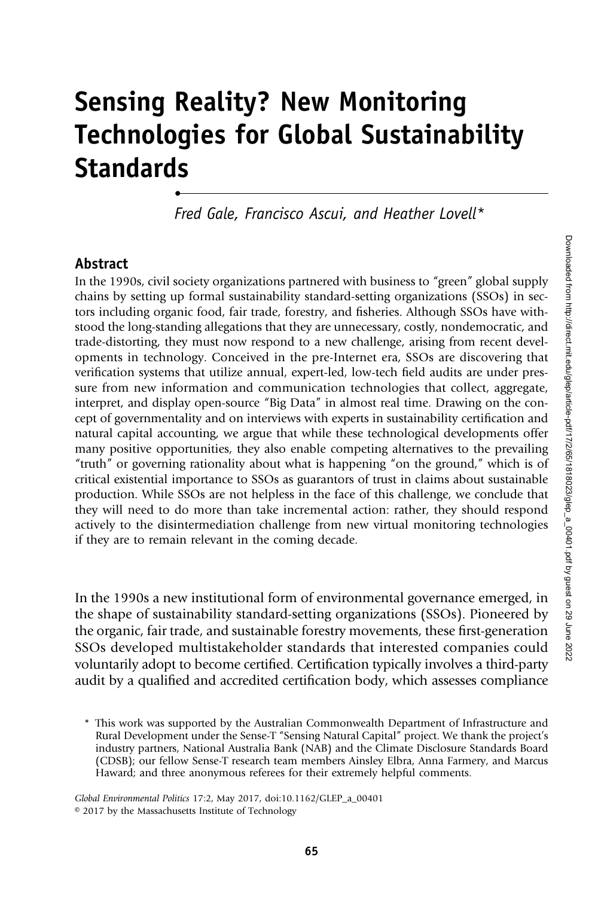# Sensing Reality? New Monitoring Technologies for Global Sustainability Standards

*Fred Gale, Francisco Ascui, and Heather Lovell**

## Abstract

In the 1990s, civil society organizations partnered with business to "green" global supply chains by setting up formal sustainability standard-setting organizations (SSOs) in sectors including organic food, fair trade, forestry, and fisheries. Although SSOs have withstood the long-standing allegations that they are unnecessary, costly, nondemocratic, and trade-distorting, they must now respond to a new challenge, arising from recent developments in technology. Conceived in the pre-Internet era, SSOs are discovering that verification systems that utilize annual, expert-led, low-tech field audits are under pressure from new information and communication technologies that collect, aggregate, interpret, and display open-source "Big Data" in almost real time. Drawing on the concept of governmentality and on interviews with experts in sustainability certification and natural capital accounting, we argue that while these technological developments offer many positive opportunities, they also enable competing alternatives to the prevailing "truth" or governing rationality about what is happening "on the ground," which is of critical existential importance to SSOs as guarantors of trust in claims about sustainable production. While SSOs are not helpless in the face of this challenge, we conclude that they will need to do more than take incremental action: rather, they should respond actively to the disintermediation challenge from new virtual monitoring technologies if they are to remain relevant in the coming decade.

In the 1990s a new institutional form of environmental governance emerged, in the shape of sustainability standard-setting organizations (SSOs). Pioneered by the organic, fair trade, and sustainable forestry movements, these first-generation SSOs developed multistakeholder standards that interested companies could voluntarily adopt to become certified. Certification typically involves a third-party audit by a qualified and accredited certification body, which assesses compliance

\* This work was supported by the Australian Commonwealth Department of Infrastructure and Rural Development under the Sense-T "Sensing Natural Capital" project. We thank the project's industry partners, National Australia Bank (NAB) and the Climate Disclosure Standards Board (CDSB); our fellow Sense-T research team members Ainsley Elbra, Anna Farmery, and Marcus Haward; and three anonymous referees for their extremely helpful comments.

*Global Environmental Politics* 17:2, May 2017, doi:10.1162/GLEP_a_00401
© 2017 by the Massachusetts Institute of Technology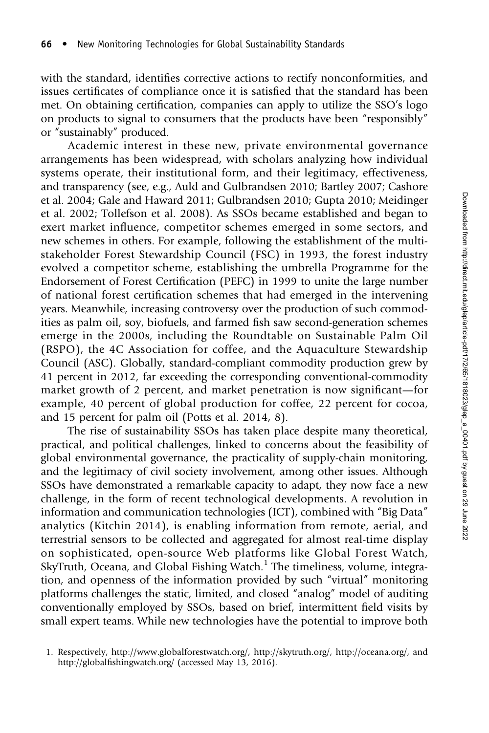with the standard, identifies corrective actions to rectify nonconformities, and issues certificates of compliance once it is satisfied that the standard has been met. On obtaining certification, companies can apply to utilize the SSO's logo on products to signal to consumers that the products have been "responsibly" or "sustainably" produced.

Academic interest in these new, private environmental governance arrangements has been widespread, with scholars analyzing how individual systems operate, their institutional form, and their legitimacy, effectiveness, and transparency (see, e.g., Auld and Gulbrandsen 2010; Bartley 2007; Cashore et al. 2004; Gale and Haward 2011; Gulbrandsen 2010; Gupta 2010; Meidinger et al. 2002; Tollefson et al. 2008). As SSOs became established and began to exert market influence, competitor schemes emerged in some sectors, and new schemes in others. For example, following the establishment of the multi-stakeholder Forest Stewardship Council (FSC) in 1993, the forest industry evolved a competitor scheme, establishing the umbrella Programme for the Endorsement of Forest Certification (PEFC) in 1999 to unite the large number of national forest certification schemes that had emerged in the intervening years. Meanwhile, increasing controversy over the production of such commodities as palm oil, soy, biofuels, and farmed fish saw second-generation schemes emerge in the 2000s, including the Roundtable on Sustainable Palm Oil (RSPO), the 4C Association for coffee, and the Aquaculture Stewardship Council (ASC). Globally, standard-compliant commodity production grew by 41 percent in 2012, far exceeding the corresponding conventional-commodity market growth of 2 percent, and market penetration is now significant—for example, 40 percent of global production for coffee, 22 percent for cocoa, and 15 percent for palm oil (Potts et al. 2014, 8).

The rise of sustainability SSOs has taken place despite many theoretical, practical, and political challenges, linked to concerns about the feasibility of global environmental governance, the practicality of supply-chain monitoring, and the legitimacy of civil society involvement, among other issues. Although SSOs have demonstrated a remarkable capacity to adapt, they now face a new challenge, in the form of recent technological developments. A revolution in information and communication technologies (ICT), combined with "Big Data" analytics (Kitchin 2014), is enabling information from remote, aerial, and terrestrial sensors to be collected and aggregated for almost real-time display on sophisticated, open-source Web platforms like Global Forest Watch, SkyTruth, Oceana, and Global Fishing Watch.[1] The timeliness, volume, integration, and openness of the information provided by such "virtual" monitoring platforms challenges the static, limited, and closed "analog" model of auditing conventionally employed by SSOs, based on brief, intermittent field visits by small expert teams. While new technologies have the potential to improve both

1. Respectively, http://www.globalforestwatch.org/, http://skytruth.org/, http://oceana.org/, and http://globalfishingwatch.org/ (accessed May 13, 2016).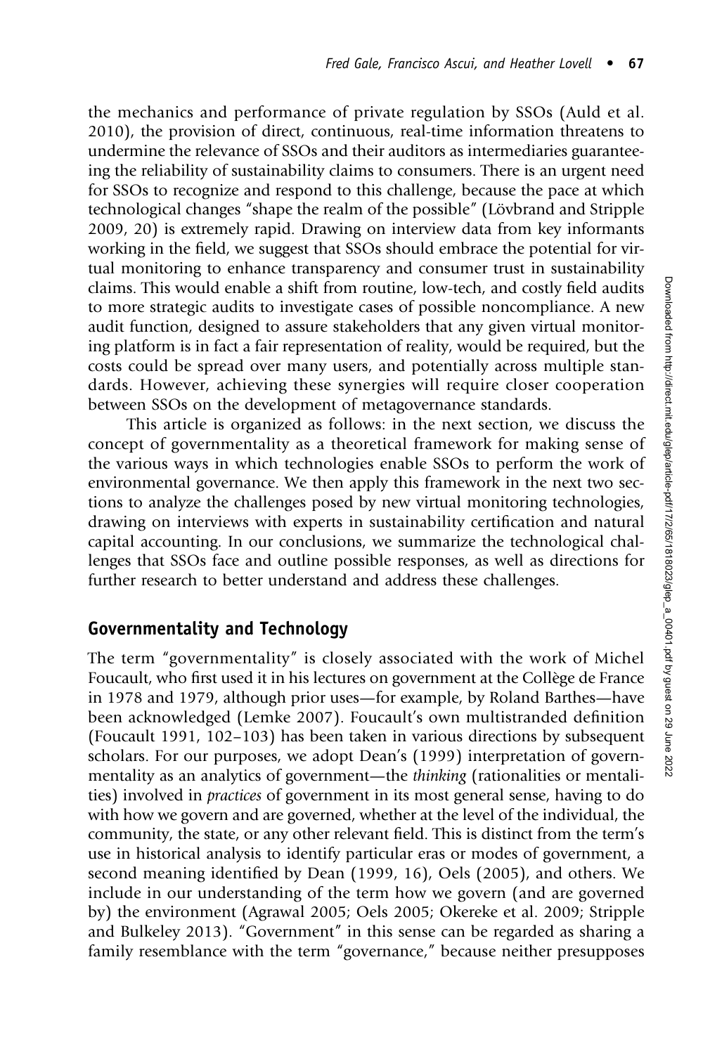the mechanics and performance of private regulation by SSOs (Auld et al. 2010), the provision of direct, continuous, real-time information threatens to undermine the relevance of SSOs and their auditors as intermediaries guaranteeing the reliability of sustainability claims to consumers. There is an urgent need for SSOs to recognize and respond to this challenge, because the pace at which technological changes "shape the realm of the possible" (Lövbrand and Stripple 2009, 20) is extremely rapid. Drawing on interview data from key informants working in the field, we suggest that SSOs should embrace the potential for virtual monitoring to enhance transparency and consumer trust in sustainability claims. This would enable a shift from routine, low-tech, and costly field audits to more strategic audits to investigate cases of possible noncompliance. A new audit function, designed to assure stakeholders that any given virtual monitoring platform is in fact a fair representation of reality, would be required, but the costs could be spread over many users, and potentially across multiple standards. However, achieving these synergies will require closer cooperation between SSOs on the development of metagovernance standards.

This article is organized as follows: in the next section, we discuss the concept of governmentality as a theoretical framework for making sense of the various ways in which technologies enable SSOs to perform the work of environmental governance. We then apply this framework in the next two sections to analyze the challenges posed by new virtual monitoring technologies, drawing on interviews with experts in sustainability certification and natural capital accounting. In our conclusions, we summarize the technological challenges that SSOs face and outline possible responses, as well as directions for further research to better understand and address these challenges.

## Governmentality and Technology

The term "governmentality" is closely associated with the work of Michel Foucault, who first used it in his lectures on government at the Collège de France in 1978 and 1979, although prior uses—for example, by Roland Barthes—have been acknowledged (Lemke 2007). Foucault's own multistranded definition (Foucault 1991, 102–103) has been taken in various directions by subsequent scholars. For our purposes, we adopt Dean's (1999) interpretation of governmentality as an analytics of government—the *thinking* (rationalities or mentalities) involved in *practices* of government in its most general sense, having to do with how we govern and are governed, whether at the level of the individual, the community, the state, or any other relevant field. This is distinct from the term's use in historical analysis to identify particular eras or modes of government, a second meaning identified by Dean (1999, 16), Oels (2005), and others. We include in our understanding of the term how we govern (and are governed by) the environment (Agrawal 2005; Oels 2005; Okereke et al. 2009; Stripple and Bulkeley 2013). "Government" in this sense can be regarded as sharing a family resemblance with the term "governance," because neither presupposes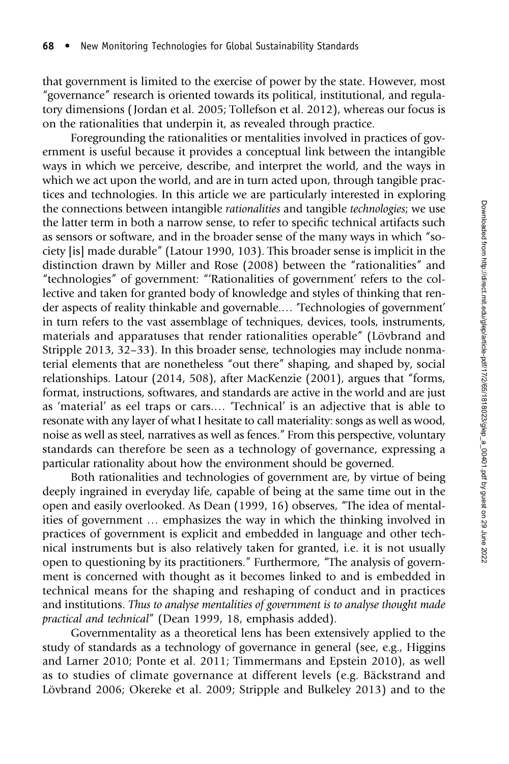that government is limited to the exercise of power by the state. However, most "governance" research is oriented towards its political, institutional, and regulatory dimensions (Jordan et al. 2005; Tollefson et al. 2012), whereas our focus is on the rationalities that underpin it, as revealed through practice.

Foregrounding the rationalities or mentalities involved in practices of government is useful because it provides a conceptual link between the intangible ways in which we perceive, describe, and interpret the world, and the ways in which we act upon the world, and are in turn acted upon, through tangible practices and technologies. In this article we are particularly interested in exploring the connections between intangible *rationalities* and tangible *technologies*; we use the latter term in both a narrow sense, to refer to specific technical artifacts such as sensors or software, and in the broader sense of the many ways in which "society [is] made durable" (Latour 1990, 103). This broader sense is implicit in the distinction drawn by Miller and Rose (2008) between the "rationalities" and "technologies" of government: "'Rationalities of government' refers to the collective and taken for granted body of knowledge and styles of thinking that render aspects of reality thinkable and governable.… 'Technologies of government' in turn refers to the vast assemblage of techniques, devices, tools, instruments, materials and apparatuses that render rationalities operable" (Lövbrand and Stripple 2013, 32–33). In this broader sense, technologies may include nonmaterial elements that are nonetheless "out there" shaping, and shaped by, social relationships. Latour (2014, 508), after MacKenzie (2001), argues that "forms, format, instructions, softwares, and standards are active in the world and are just as 'material' as eel traps or cars.… 'Technical' is an adjective that is able to resonate with any layer of what I hesitate to call materiality: songs as well as wood, noise as well as steel, narratives as well as fences." From this perspective, voluntary standards can therefore be seen as a technology of governance, expressing a particular rationality about how the environment should be governed.

Both rationalities and technologies of government are, by virtue of being deeply ingrained in everyday life, capable of being at the same time out in the open and easily overlooked. As Dean (1999, 16) observes, "The idea of mentalities of government … emphasizes the way in which the thinking involved in practices of government is explicit and embedded in language and other technical instruments but is also relatively taken for granted, i.e. it is not usually open to questioning by its practitioners." Furthermore, "The analysis of government is concerned with thought as it becomes linked to and is embedded in technical means for the shaping and reshaping of conduct and in practices and institutions. *Thus to analyse mentalities of government is to analyse thought made practical and technical*" (Dean 1999, 18, emphasis added).

Governmentality as a theoretical lens has been extensively applied to the study of standards as a technology of governance in general (see, e.g., Higgins and Larner 2010; Ponte et al. 2011; Timmermans and Epstein 2010), as well as to studies of climate governance at different levels (e.g. Bäckstrand and Lövbrand 2006; Okereke et al. 2009; Stripple and Bulkeley 2013) and to the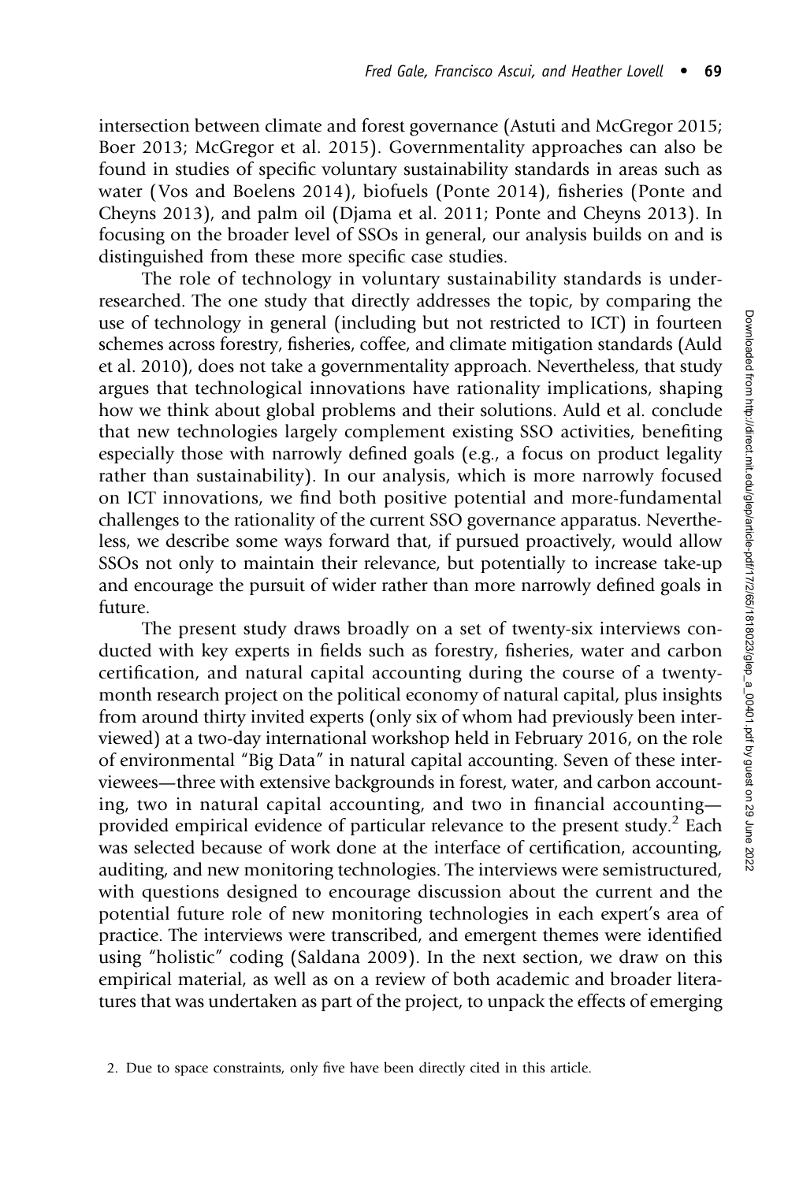intersection between climate and forest governance (Astuti and McGregor 2015; Boer 2013; McGregor et al. 2015). Governmentality approaches can also be found in studies of specific voluntary sustainability standards in areas such as water (Vos and Boelens 2014), biofuels (Ponte 2014), fisheries (Ponte and Cheyns 2013), and palm oil (Djama et al. 2011; Ponte and Cheyns 2013). In focusing on the broader level of SSOs in general, our analysis builds on and is distinguished from these more specific case studies.

The role of technology in voluntary sustainability standards is underresearched. The one study that directly addresses the topic, by comparing the use of technology in general (including but not restricted to ICT) in fourteen schemes across forestry, fisheries, coffee, and climate mitigation standards (Auld et al. 2010), does not take a governmentality approach. Nevertheless, that study argues that technological innovations have rationality implications, shaping how we think about global problems and their solutions. Auld et al. conclude that new technologies largely complement existing SSO activities, benefiting especially those with narrowly defined goals (e.g., a focus on product legality rather than sustainability). In our analysis, which is more narrowly focused on ICT innovations, we find both positive potential and more-fundamental challenges to the rationality of the current SSO governance apparatus. Nevertheless, we describe some ways forward that, if pursued proactively, would allow SSOs not only to maintain their relevance, but potentially to increase take-up and encourage the pursuit of wider rather than more narrowly defined goals in future.

The present study draws broadly on a set of twenty-six interviews conducted with key experts in fields such as forestry, fisheries, water and carbon certification, and natural capital accounting during the course of a twenty-month research project on the political economy of natural capital, plus insights from around thirty invited experts (only six of whom had previously been interviewed) at a two-day international workshop held in February 2016, on the role of environmental "Big Data" in natural capital accounting. Seven of these interviewees—three with extensive backgrounds in forest, water, and carbon accounting, two in natural capital accounting, and two in financial accounting—provided empirical evidence of particular relevance to the present study.[2] Each was selected because of work done at the interface of certification, accounting, auditing, and new monitoring technologies. The interviews were semistructured, with questions designed to encourage discussion about the current and the potential future role of new monitoring technologies in each expert's area of practice. The interviews were transcribed, and emergent themes were identified using "holistic" coding (Saldana 2009). In the next section, we draw on this empirical material, as well as on a review of both academic and broader literatures that was undertaken as part of the project, to unpack the effects of emerging

2. Due to space constraints, only five have been directly cited in this article.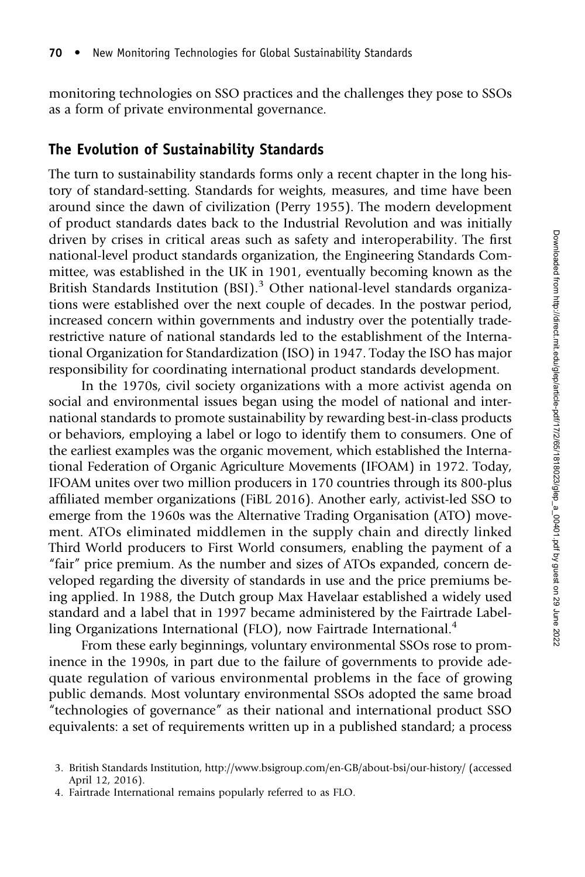monitoring technologies on SSO practices and the challenges they pose to SSOs as a form of private environmental governance.

## The Evolution of Sustainability Standards

The turn to sustainability standards forms only a recent chapter in the long history of standard-setting. Standards for weights, measures, and time have been around since the dawn of civilization (Perry 1955). The modern development of product standards dates back to the Industrial Revolution and was initially driven by crises in critical areas such as safety and interoperability. The first national-level product standards organization, the Engineering Standards Committee, was established in the UK in 1901, eventually becoming known as the British Standards Institution (BSI).[3] Other national-level standards organizations were established over the next couple of decades. In the postwar period, increased concern within governments and industry over the potentially trade-restrictive nature of national standards led to the establishment of the International Organization for Standardization (ISO) in 1947. Today the ISO has major responsibility for coordinating international product standards development.

In the 1970s, civil society organizations with a more activist agenda on social and environmental issues began using the model of national and international standards to promote sustainability by rewarding best-in-class products or behaviors, employing a label or logo to identify them to consumers. One of the earliest examples was the organic movement, which established the International Federation of Organic Agriculture Movements (IFOAM) in 1972. Today, IFOAM unites over two million producers in 170 countries through its 800-plus affiliated member organizations (FiBL 2016). Another early, activist-led SSO to emerge from the 1960s was the Alternative Trading Organisation (ATO) movement. ATOs eliminated middlemen in the supply chain and directly linked Third World producers to First World consumers, enabling the payment of a "fair" price premium. As the number and sizes of ATOs expanded, concern developed regarding the diversity of standards in use and the price premiums being applied. In 1988, the Dutch group Max Havelaar established a widely used standard and a label that in 1997 became administered by the Fairtrade Labelling Organizations International (FLO), now Fairtrade International.[4]

From these early beginnings, voluntary environmental SSOs rose to prominence in the 1990s, in part due to the failure of governments to provide adequate regulation of various environmental problems in the face of growing public demands. Most voluntary environmental SSOs adopted the same broad "technologies of governance" as their national and international product SSO equivalents: a set of requirements written up in a published standard; a process

3. British Standards Institution, http://www.bsigroup.com/en-GB/about-bsi/our-history/ (accessed April 12, 2016).

4. Fairtrade International remains popularly referred to as FLO.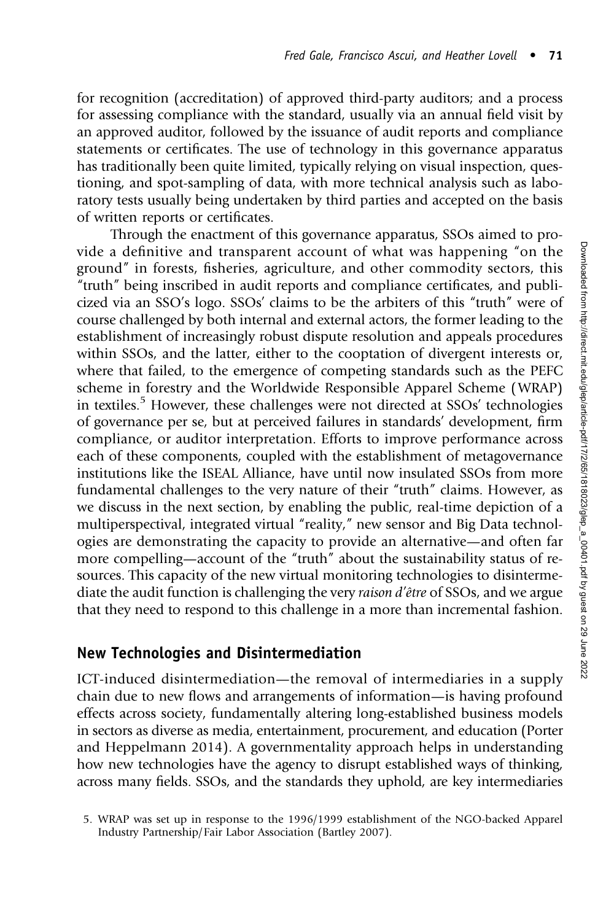for recognition (accreditation) of approved third-party auditors; and a process for assessing compliance with the standard, usually via an annual field visit by an approved auditor, followed by the issuance of audit reports and compliance statements or certificates. The use of technology in this governance apparatus has traditionally been quite limited, typically relying on visual inspection, questioning, and spot-sampling of data, with more technical analysis such as laboratory tests usually being undertaken by third parties and accepted on the basis of written reports or certificates.

Through the enactment of this governance apparatus, SSOs aimed to provide a definitive and transparent account of what was happening "on the ground" in forests, fisheries, agriculture, and other commodity sectors, this "truth" being inscribed in audit reports and compliance certificates, and publicized via an SSO's logo. SSOs' claims to be the arbiters of this "truth" were of course challenged by both internal and external actors, the former leading to the establishment of increasingly robust dispute resolution and appeals procedures within SSOs, and the latter, either to the cooptation of divergent interests or, where that failed, to the emergence of competing standards such as the PEFC scheme in forestry and the Worldwide Responsible Apparel Scheme (WRAP) in textiles.[5] However, these challenges were not directed at SSOs' technologies of governance per se, but at perceived failures in standards' development, firm compliance, or auditor interpretation. Efforts to improve performance across each of these components, coupled with the establishment of metagovernance institutions like the ISEAL Alliance, have until now insulated SSOs from more fundamental challenges to the very nature of their "truth" claims. However, as we discuss in the next section, by enabling the public, real-time depiction of a multiperspectival, integrated virtual "reality," new sensor and Big Data technologies are demonstrating the capacity to provide an alternative—and often far more compelling—account of the "truth" about the sustainability status of resources. This capacity of the new virtual monitoring technologies to disintermediate the audit function is challenging the very *raison d'être* of SSOs, and we argue that they need to respond to this challenge in a more than incremental fashion.

## New Technologies and Disintermediation

ICT-induced disintermediation—the removal of intermediaries in a supply chain due to new flows and arrangements of information—is having profound effects across society, fundamentally altering long-established business models in sectors as diverse as media, entertainment, procurement, and education (Porter and Heppelmann 2014). A governmentality approach helps in understanding how new technologies have the agency to disrupt established ways of thinking, across many fields. SSOs, and the standards they uphold, are key intermediaries

5. WRAP was set up in response to the 1996/1999 establishment of the NGO-backed Apparel Industry Partnership/Fair Labor Association (Bartley 2007).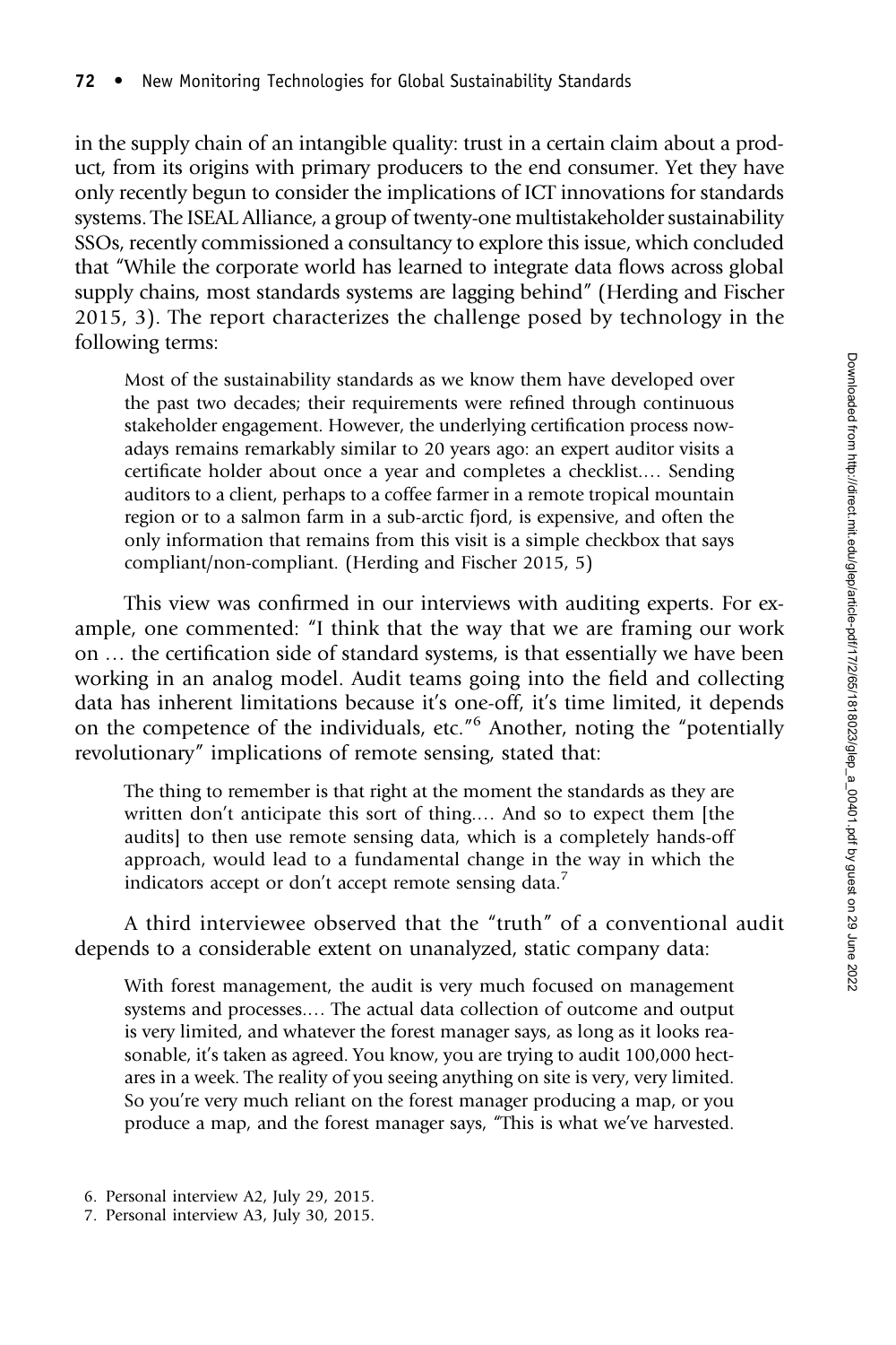in the supply chain of an intangible quality: trust in a certain claim about a product, from its origins with primary producers to the end consumer. Yet they have only recently begun to consider the implications of ICT innovations for standards systems. The ISEAL Alliance, a group of twenty-one multistakeholder sustainability SSOs, recently commissioned a consultancy to explore this issue, which concluded that "While the corporate world has learned to integrate data flows across global supply chains, most standards systems are lagging behind" (Herding and Fischer 2015, 3). The report characterizes the challenge posed by technology in the following terms:

> Most of the sustainability standards as we know them have developed over the past two decades; their requirements were refined through continuous stakeholder engagement. However, the underlying certification process nowadays remains remarkably similar to 20 years ago: an expert auditor visits a certificate holder about once a year and completes a checklist.… Sending auditors to a client, perhaps to a coffee farmer in a remote tropical mountain region or to a salmon farm in a sub-arctic fjord, is expensive, and often the only information that remains from this visit is a simple checkbox that says compliant/non-compliant. (Herding and Fischer 2015, 5)

This view was confirmed in our interviews with auditing experts. For example, one commented: "I think that the way that we are framing our work on … the certification side of standard systems, is that essentially we have been working in an analog model. Audit teams going into the field and collecting data has inherent limitations because it's one-off, it's time limited, it depends on the competence of the individuals, etc."[6] Another, noting the "potentially revolutionary" implications of remote sensing, stated that:

> The thing to remember is that right at the moment the standards as they are written don't anticipate this sort of thing.… And so to expect them [the audits] to then use remote sensing data, which is a completely hands-off approach, would lead to a fundamental change in the way in which the indicators accept or don't accept remote sensing data.[7]

A third interviewee observed that the "truth" of a conventional audit depends to a considerable extent on unanalyzed, static company data:

> With forest management, the audit is very much focused on management systems and processes.… The actual data collection of outcome and output is very limited, and whatever the forest manager says, as long as it looks reasonable, it's taken as agreed. You know, you are trying to audit 100,000 hectares in a week. The reality of you seeing anything on site is very, very limited. So you're very much reliant on the forest manager producing a map, or you produce a map, and the forest manager says, "This is what we've harvested.

6. Personal interview A2, July 29, 2015.
7. Personal interview A3, July 30, 2015.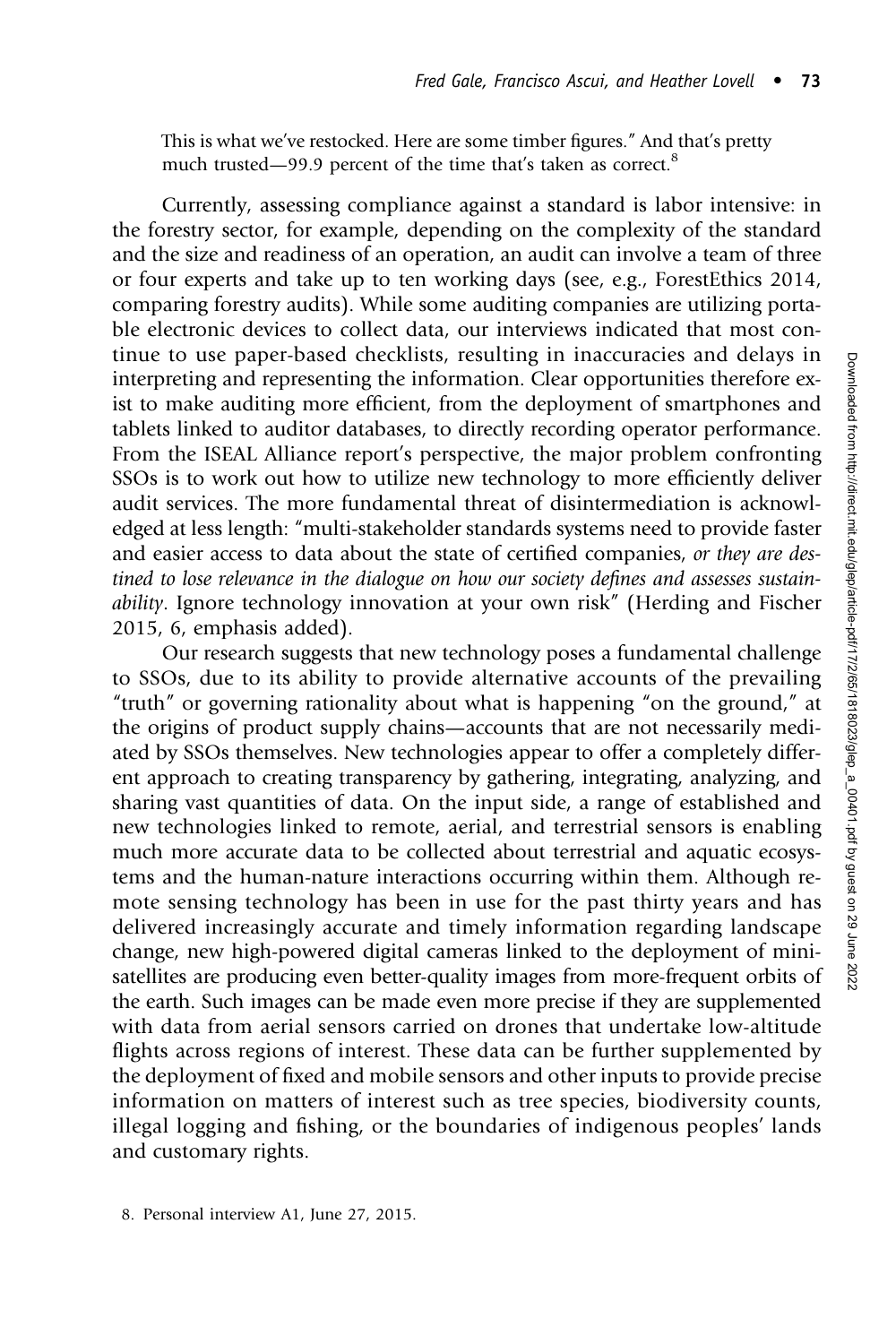This is what we've restocked. Here are some timber figures." And that's pretty much trusted—99.9 percent of the time that's taken as correct.[8]

Currently, assessing compliance against a standard is labor intensive: in the forestry sector, for example, depending on the complexity of the standard and the size and readiness of an operation, an audit can involve a team of three or four experts and take up to ten working days (see, e.g., ForestEthics 2014, comparing forestry audits). While some auditing companies are utilizing portable electronic devices to collect data, our interviews indicated that most continue to use paper-based checklists, resulting in inaccuracies and delays in interpreting and representing the information. Clear opportunities therefore exist to make auditing more efficient, from the deployment of smartphones and tablets linked to auditor databases, to directly recording operator performance. From the ISEAL Alliance report's perspective, the major problem confronting SSOs is to work out how to utilize new technology to more efficiently deliver audit services. The more fundamental threat of disintermediation is acknowledged at less length: "multi-stakeholder standards systems need to provide faster and easier access to data about the state of certified companies, *or they are destined to lose relevance in the dialogue on how our society defines and assesses sustainability*. Ignore technology innovation at your own risk" (Herding and Fischer 2015, 6, emphasis added).

Our research suggests that new technology poses a fundamental challenge to SSOs, due to its ability to provide alternative accounts of the prevailing "truth" or governing rationality about what is happening "on the ground," at the origins of product supply chains—accounts that are not necessarily mediated by SSOs themselves. New technologies appear to offer a completely different approach to creating transparency by gathering, integrating, analyzing, and sharing vast quantities of data. On the input side, a range of established and new technologies linked to remote, aerial, and terrestrial sensors is enabling much more accurate data to be collected about terrestrial and aquatic ecosystems and the human-nature interactions occurring within them. Although remote sensing technology has been in use for the past thirty years and has delivered increasingly accurate and timely information regarding landscape change, new high-powered digital cameras linked to the deployment of mini-satellites are producing even better-quality images from more-frequent orbits of the earth. Such images can be made even more precise if they are supplemented with data from aerial sensors carried on drones that undertake low-altitude flights across regions of interest. These data can be further supplemented by the deployment of fixed and mobile sensors and other inputs to provide precise information on matters of interest such as tree species, biodiversity counts, illegal logging and fishing, or the boundaries of indigenous peoples' lands and customary rights.

8. Personal interview A1, June 27, 2015.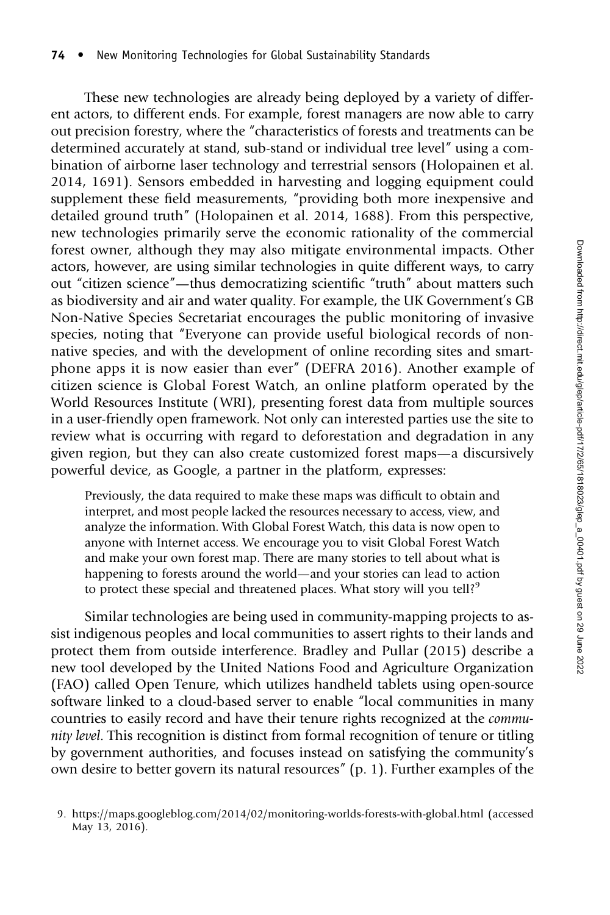These new technologies are already being deployed by a variety of different actors, to different ends. For example, forest managers are now able to carry out precision forestry, where the "characteristics of forests and treatments can be determined accurately at stand, sub-stand or individual tree level" using a combination of airborne laser technology and terrestrial sensors (Holopainen et al. 2014, 1691). Sensors embedded in harvesting and logging equipment could supplement these field measurements, "providing both more inexpensive and detailed ground truth" (Holopainen et al. 2014, 1688). From this perspective, new technologies primarily serve the economic rationality of the commercial forest owner, although they may also mitigate environmental impacts. Other actors, however, are using similar technologies in quite different ways, to carry out "citizen science"—thus democratizing scientific "truth" about matters such as biodiversity and air and water quality. For example, the UK Government's GB Non-Native Species Secretariat encourages the public monitoring of invasive species, noting that "Everyone can provide useful biological records of non-native species, and with the development of online recording sites and smartphone apps it is now easier than ever" (DEFRA 2016). Another example of citizen science is Global Forest Watch, an online platform operated by the World Resources Institute (WRI), presenting forest data from multiple sources in a user-friendly open framework. Not only can interested parties use the site to review what is occurring with regard to deforestation and degradation in any given region, but they can also create customized forest maps—a discursively powerful device, as Google, a partner in the platform, expresses:

> Previously, the data required to make these maps was difficult to obtain and interpret, and most people lacked the resources necessary to access, view, and analyze the information. With Global Forest Watch, this data is now open to anyone with Internet access. We encourage you to visit Global Forest Watch and make your own forest map. There are many stories to tell about what is happening to forests around the world—and your stories can lead to action to protect these special and threatened places. What story will you tell?[9]

Similar technologies are being used in community-mapping projects to assist indigenous peoples and local communities to assert rights to their lands and protect them from outside interference. Bradley and Pullar (2015) describe a new tool developed by the United Nations Food and Agriculture Organization (FAO) called Open Tenure, which utilizes handheld tablets using open-source software linked to a cloud-based server to enable "local communities in many countries to easily record and have their tenure rights recognized at the *community level*. This recognition is distinct from formal recognition of tenure or titling by government authorities, and focuses instead on satisfying the community's own desire to better govern its natural resources" (p. 1). Further examples of the

9. https://maps.googleblog.com/2014/02/monitoring-worlds-forests-with-global.html (accessed May 13, 2016).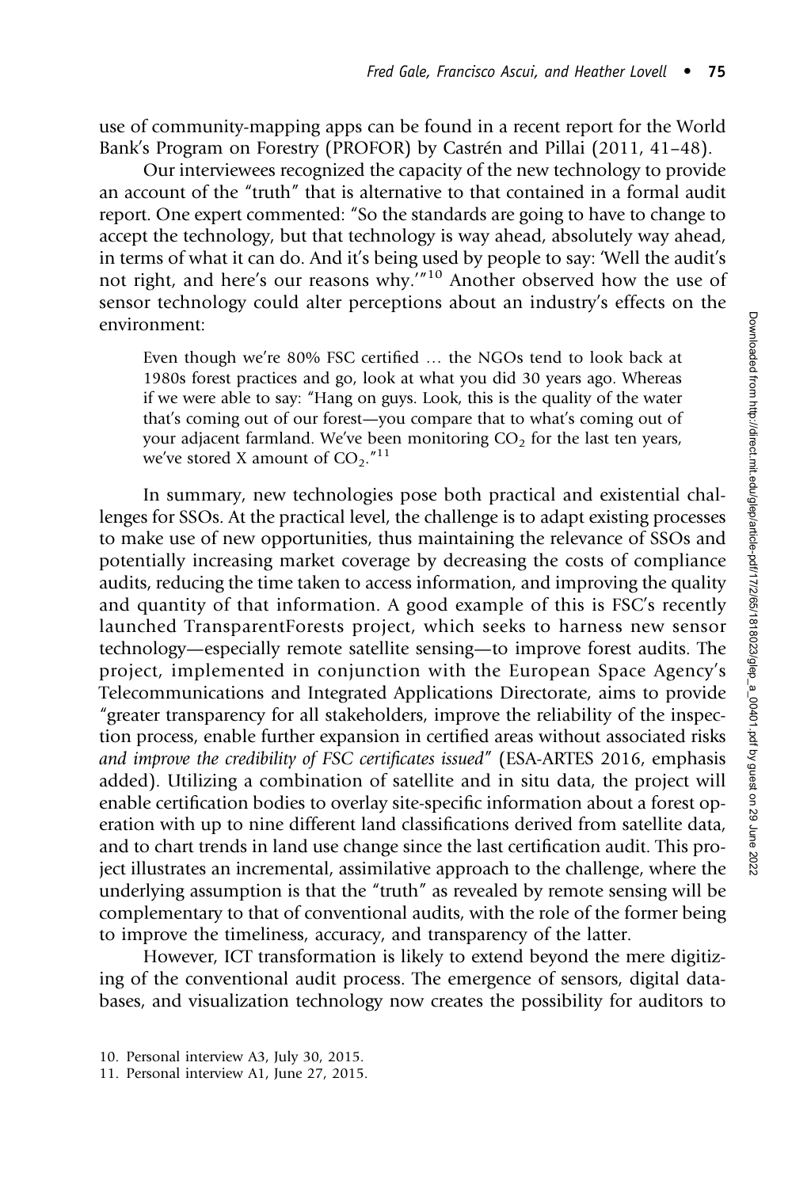use of community-mapping apps can be found in a recent report for the World Bank's Program on Forestry (PROFOR) by Castrén and Pillai (2011, 41–48).

Our interviewees recognized the capacity of the new technology to provide an account of the "truth" that is alternative to that contained in a formal audit report. One expert commented: "So the standards are going to have to change to accept the technology, but that technology is way ahead, absolutely way ahead, in terms of what it can do. And it's being used by people to say: 'Well the audit's not right, and here's our reasons why.'"[10] Another observed how the use of sensor technology could alter perceptions about an industry's effects on the environment:

> Even though we're 80% FSC certified … the NGOs tend to look back at 1980s forest practices and go, look at what you did 30 years ago. Whereas if we were able to say: "Hang on guys. Look, this is the quality of the water that's coming out of our forest—you compare that to what's coming out of your adjacent farmland. We've been monitoring $CO_2$ for the last ten years, we've stored X amount of $CO_2$."[11]

In summary, new technologies pose both practical and existential challenges for SSOs. At the practical level, the challenge is to adapt existing processes to make use of new opportunities, thus maintaining the relevance of SSOs and potentially increasing market coverage by decreasing the costs of compliance audits, reducing the time taken to access information, and improving the quality and quantity of that information. A good example of this is FSC's recently launched TransparentForests project, which seeks to harness new sensor technology—especially remote satellite sensing—to improve forest audits. The project, implemented in conjunction with the European Space Agency's Telecommunications and Integrated Applications Directorate, aims to provide "greater transparency for all stakeholders, improve the reliability of the inspection process, enable further expansion in certified areas without associated risks *and improve the credibility of FSC certificates issued*" (ESA-ARTES 2016, emphasis added). Utilizing a combination of satellite and in situ data, the project will enable certification bodies to overlay site-specific information about a forest operation with up to nine different land classifications derived from satellite data, and to chart trends in land use change since the last certification audit. This project illustrates an incremental, assimilative approach to the challenge, where the underlying assumption is that the "truth" as revealed by remote sensing will be complementary to that of conventional audits, with the role of the former being to improve the timeliness, accuracy, and transparency of the latter.

However, ICT transformation is likely to extend beyond the mere digitizing of the conventional audit process. The emergence of sensors, digital databases, and visualization technology now creates the possibility for auditors to

10. Personal interview A3, July 30, 2015.
11. Personal interview A1, June 27, 2015.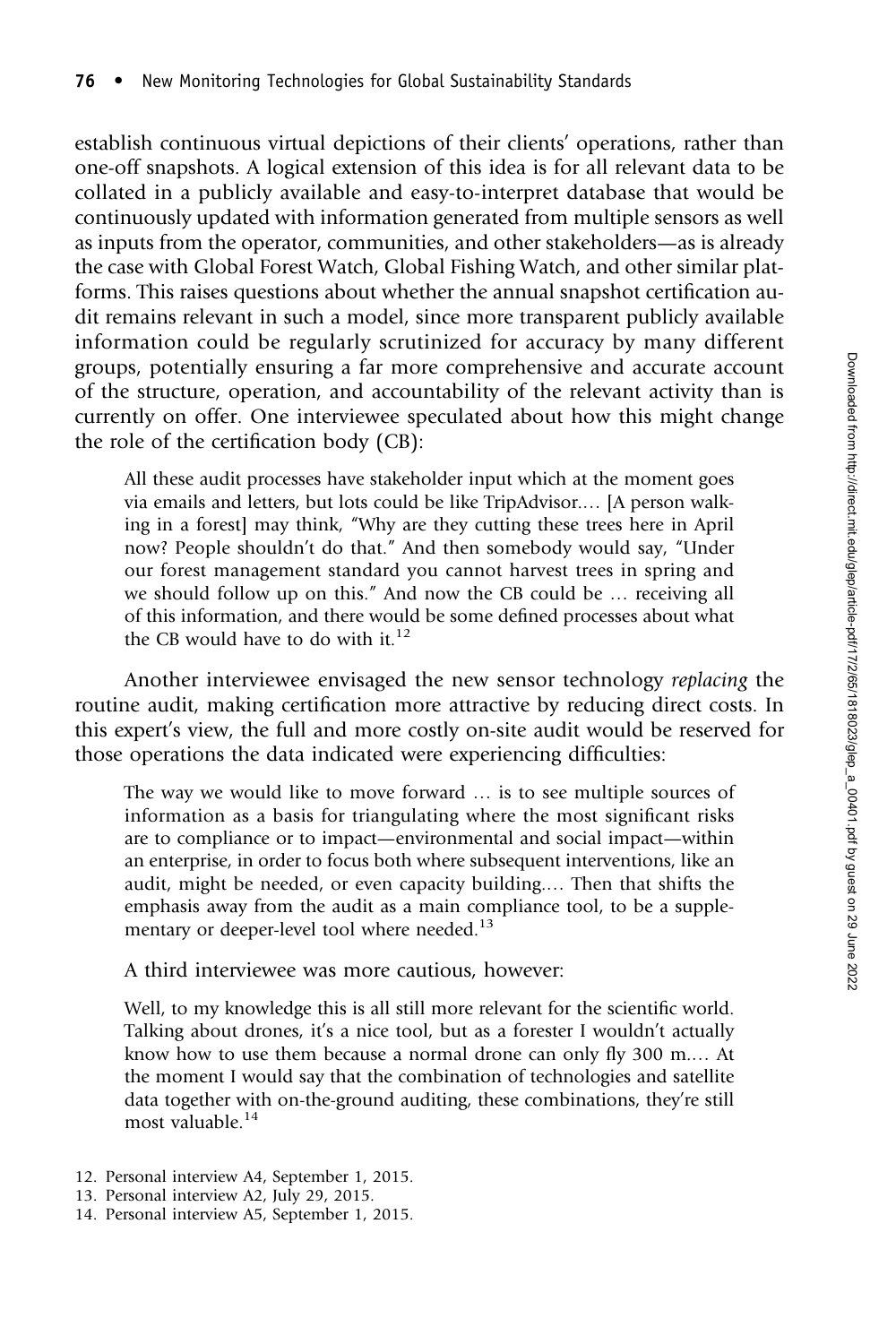establish continuous virtual depictions of their clients' operations, rather than one-off snapshots. A logical extension of this idea is for all relevant data to be collated in a publicly available and easy-to-interpret database that would be continuously updated with information generated from multiple sensors as well as inputs from the operator, communities, and other stakeholders—as is already the case with Global Forest Watch, Global Fishing Watch, and other similar platforms. This raises questions about whether the annual snapshot certification audit remains relevant in such a model, since more transparent publicly available information could be regularly scrutinized for accuracy by many different groups, potentially ensuring a far more comprehensive and accurate account of the structure, operation, and accountability of the relevant activity than is currently on offer. One interviewee speculated about how this might change the role of the certification body (CB):

> All these audit processes have stakeholder input which at the moment goes via emails and letters, but lots could be like TripAdvisor.… [A person walking in a forest] may think, "Why are they cutting these trees here in April now? People shouldn't do that." And then somebody would say, "Under our forest management standard you cannot harvest trees in spring and we should follow up on this." And now the CB could be … receiving all of this information, and there would be some defined processes about what the CB would have to do with it.[12]

Another interviewee envisaged the new sensor technology *replacing* the routine audit, making certification more attractive by reducing direct costs. In this expert's view, the full and more costly on-site audit would be reserved for those operations the data indicated were experiencing difficulties:

> The way we would like to move forward … is to see multiple sources of information as a basis for triangulating where the most significant risks are to compliance or to impact—environmental and social impact—within an enterprise, in order to focus both where subsequent interventions, like an audit, might be needed, or even capacity building.… Then that shifts the emphasis away from the audit as a main compliance tool, to be a supplementary or deeper-level tool where needed.[13]

A third interviewee was more cautious, however:

> Well, to my knowledge this is all still more relevant for the scientific world. Talking about drones, it's a nice tool, but as a forester I wouldn't actually know how to use them because a normal drone can only fly 300 m.… At the moment I would say that the combination of technologies and satellite data together with on-the-ground auditing, these combinations, they're still most valuable.[14]

12. Personal interview A4, September 1, 2015.
13. Personal interview A2, July 29, 2015.
14. Personal interview A5, September 1, 2015.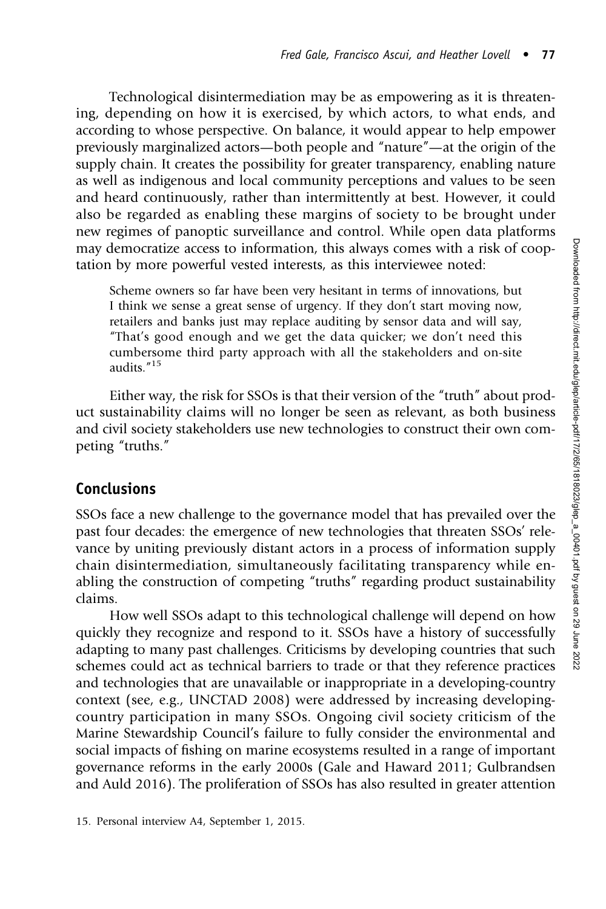Technological disintermediation may be as empowering as it is threatening, depending on how it is exercised, by which actors, to what ends, and according to whose perspective. On balance, it would appear to help empower previously marginalized actors—both people and "nature"—at the origin of the supply chain. It creates the possibility for greater transparency, enabling nature as well as indigenous and local community perceptions and values to be seen and heard continuously, rather than intermittently at best. However, it could also be regarded as enabling these margins of society to be brought under new regimes of panoptic surveillance and control. While open data platforms may democratize access to information, this always comes with a risk of cooptation by more powerful vested interests, as this interviewee noted:

> Scheme owners so far have been very hesitant in terms of innovations, but I think we sense a great sense of urgency. If they don't start moving now, retailers and banks just may replace auditing by sensor data and will say, "That's good enough and we get the data quicker; we don't need this cumbersome third party approach with all the stakeholders and on-site audits."[15]

Either way, the risk for SSOs is that their version of the "truth" about product sustainability claims will no longer be seen as relevant, as both business and civil society stakeholders use new technologies to construct their own competing "truths."

## Conclusions

SSOs face a new challenge to the governance model that has prevailed over the past four decades: the emergence of new technologies that threaten SSOs' relevance by uniting previously distant actors in a process of information supply chain disintermediation, simultaneously facilitating transparency while enabling the construction of competing "truths" regarding product sustainability claims.

How well SSOs adapt to this technological challenge will depend on how quickly they recognize and respond to it. SSOs have a history of successfully adapting to many past challenges. Criticisms by developing countries that such schemes could act as technical barriers to trade or that they reference practices and technologies that are unavailable or inappropriate in a developing-country context (see, e.g., UNCTAD 2008) were addressed by increasing developing-country participation in many SSOs. Ongoing civil society criticism of the Marine Stewardship Council's failure to fully consider the environmental and social impacts of fishing on marine ecosystems resulted in a range of important governance reforms in the early 2000s (Gale and Haward 2011; Gulbrandsen and Auld 2016). The proliferation of SSOs has also resulted in greater attention

15. Personal interview A4, September 1, 2015.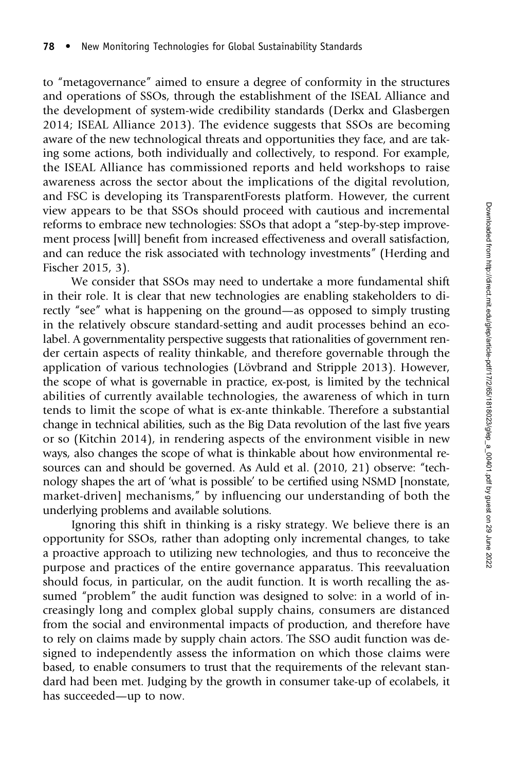to "metagovernance" aimed to ensure a degree of conformity in the structures and operations of SSOs, through the establishment of the ISEAL Alliance and the development of system-wide credibility standards (Derkx and Glasbergen 2014; ISEAL Alliance 2013). The evidence suggests that SSOs are becoming aware of the new technological threats and opportunities they face, and are taking some actions, both individually and collectively, to respond. For example, the ISEAL Alliance has commissioned reports and held workshops to raise awareness across the sector about the implications of the digital revolution, and FSC is developing its TransparentForests platform. However, the current view appears to be that SSOs should proceed with cautious and incremental reforms to embrace new technologies: SSOs that adopt a "step-by-step improvement process [will] benefit from increased effectiveness and overall satisfaction, and can reduce the risk associated with technology investments" (Herding and Fischer 2015, 3).

We consider that SSOs may need to undertake a more fundamental shift in their role. It is clear that new technologies are enabling stakeholders to directly "see" what is happening on the ground—as opposed to simply trusting in the relatively obscure standard-setting and audit processes behind an ecolabel. A governmentality perspective suggests that rationalities of government render certain aspects of reality thinkable, and therefore governable through the application of various technologies (Lövbrand and Stripple 2013). However, the scope of what is governable in practice, ex-post, is limited by the technical abilities of currently available technologies, the awareness of which in turn tends to limit the scope of what is ex-ante thinkable. Therefore a substantial change in technical abilities, such as the Big Data revolution of the last five years or so (Kitchin 2014), in rendering aspects of the environment visible in new ways, also changes the scope of what is thinkable about how environmental resources can and should be governed. As Auld et al. (2010, 21) observe: "technology shapes the art of 'what is possible' to be certified using NSMD [nonstate, market-driven] mechanisms," by influencing our understanding of both the underlying problems and available solutions.

Ignoring this shift in thinking is a risky strategy. We believe there is an opportunity for SSOs, rather than adopting only incremental changes, to take a proactive approach to utilizing new technologies, and thus to reconceive the purpose and practices of the entire governance apparatus. This reevaluation should focus, in particular, on the audit function. It is worth recalling the assumed "problem" the audit function was designed to solve: in a world of increasingly long and complex global supply chains, consumers are distanced from the social and environmental impacts of production, and therefore have to rely on claims made by supply chain actors. The SSO audit function was designed to independently assess the information on which those claims were based, to enable consumers to trust that the requirements of the relevant standard had been met. Judging by the growth in consumer take-up of ecolabels, it has succeeded—up to now.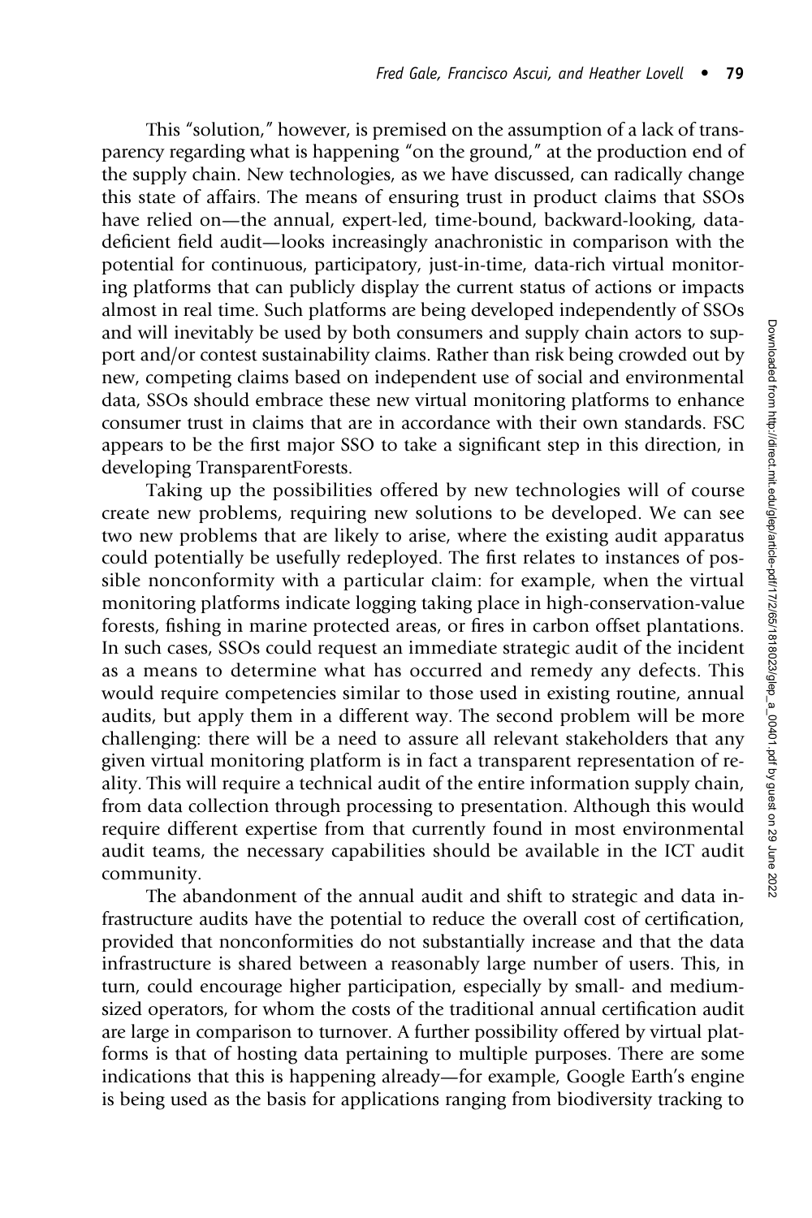This "solution," however, is premised on the assumption of a lack of transparency regarding what is happening "on the ground," at the production end of the supply chain. New technologies, as we have discussed, can radically change this state of affairs. The means of ensuring trust in product claims that SSOs have relied on—the annual, expert-led, time-bound, backward-looking, data-deficient field audit—looks increasingly anachronistic in comparison with the potential for continuous, participatory, just-in-time, data-rich virtual monitoring platforms that can publicly display the current status of actions or impacts almost in real time. Such platforms are being developed independently of SSOs and will inevitably be used by both consumers and supply chain actors to support and/or contest sustainability claims. Rather than risk being crowded out by new, competing claims based on independent use of social and environmental data, SSOs should embrace these new virtual monitoring platforms to enhance consumer trust in claims that are in accordance with their own standards. FSC appears to be the first major SSO to take a significant step in this direction, in developing TransparentForests.

Taking up the possibilities offered by new technologies will of course create new problems, requiring new solutions to be developed. We can see two new problems that are likely to arise, where the existing audit apparatus could potentially be usefully redeployed. The first relates to instances of possible nonconformity with a particular claim: for example, when the virtual monitoring platforms indicate logging taking place in high-conservation-value forests, fishing in marine protected areas, or fires in carbon offset plantations. In such cases, SSOs could request an immediate strategic audit of the incident as a means to determine what has occurred and remedy any defects. This would require competencies similar to those used in existing routine, annual audits, but apply them in a different way. The second problem will be more challenging: there will be a need to assure all relevant stakeholders that any given virtual monitoring platform is in fact a transparent representation of reality. This will require a technical audit of the entire information supply chain, from data collection through processing to presentation. Although this would require different expertise from that currently found in most environmental audit teams, the necessary capabilities should be available in the ICT audit community.

The abandonment of the annual audit and shift to strategic and data infrastructure audits have the potential to reduce the overall cost of certification, provided that nonconformities do not substantially increase and that the data infrastructure is shared between a reasonably large number of users. This, in turn, could encourage higher participation, especially by small- and medium-sized operators, for whom the costs of the traditional annual certification audit are large in comparison to turnover. A further possibility offered by virtual platforms is that of hosting data pertaining to multiple purposes. There are some indications that this is happening already—for example, Google Earth's engine is being used as the basis for applications ranging from biodiversity tracking to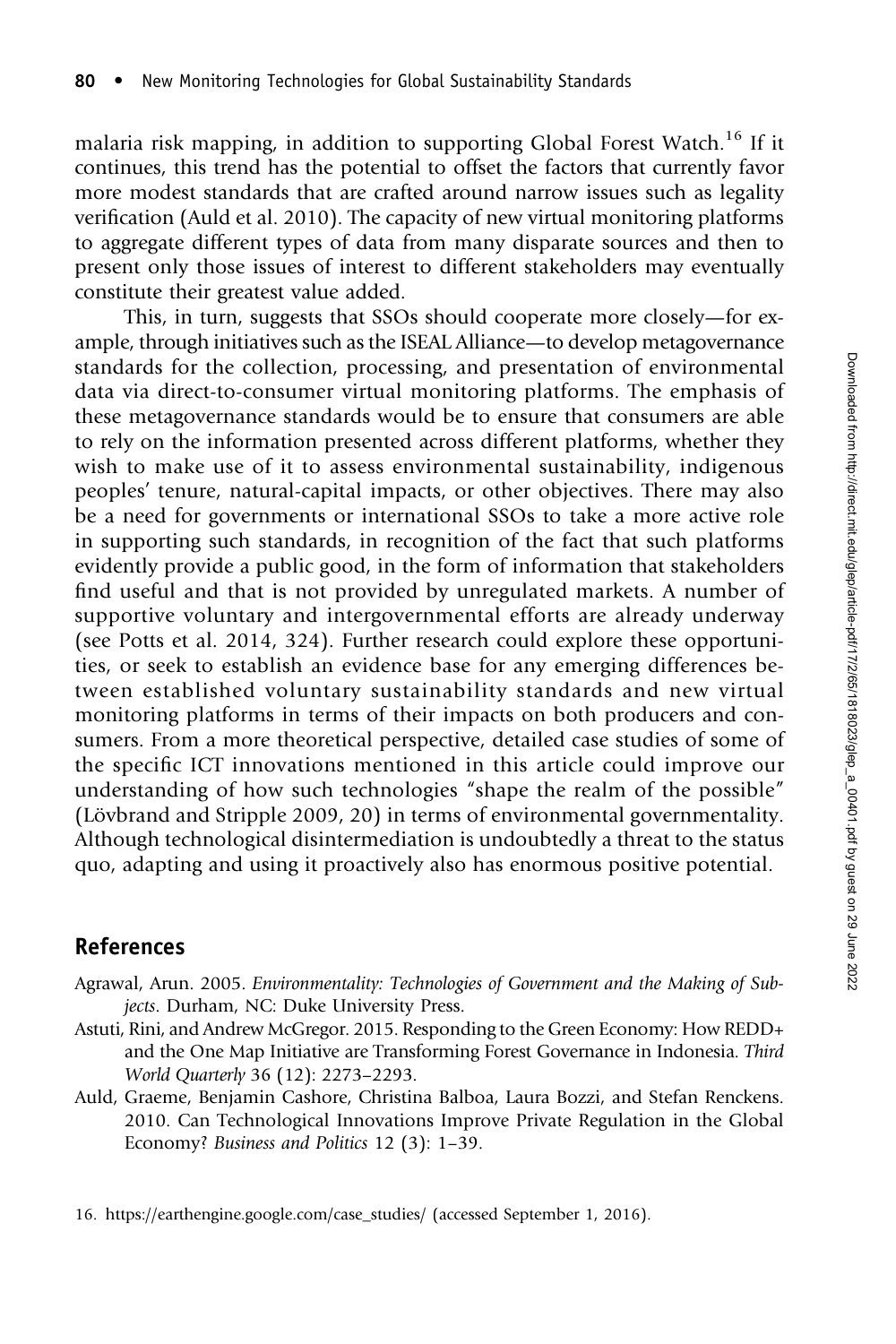malaria risk mapping, in addition to supporting Global Forest Watch.[16] If it continues, this trend has the potential to offset the factors that currently favor more modest standards that are crafted around narrow issues such as legality verification (Auld et al. 2010). The capacity of new virtual monitoring platforms to aggregate different types of data from many disparate sources and then to present only those issues of interest to different stakeholders may eventually constitute their greatest value added.

This, in turn, suggests that SSOs should cooperate more closely—for example, through initiatives such as the ISEAL Alliance—to develop metagovernance standards for the collection, processing, and presentation of environmental data via direct-to-consumer virtual monitoring platforms. The emphasis of these metagovernance standards would be to ensure that consumers are able to rely on the information presented across different platforms, whether they wish to make use of it to assess environmental sustainability, indigenous peoples' tenure, natural-capital impacts, or other objectives. There may also be a need for governments or international SSOs to take a more active role in supporting such standards, in recognition of the fact that such platforms evidently provide a public good, in the form of information that stakeholders find useful and that is not provided by unregulated markets. A number of supportive voluntary and intergovernmental efforts are already underway (see Potts et al. 2014, 324). Further research could explore these opportunities, or seek to establish an evidence base for any emerging differences between established voluntary sustainability standards and new virtual monitoring platforms in terms of their impacts on both producers and consumers. From a more theoretical perspective, detailed case studies of some of the specific ICT innovations mentioned in this article could improve our understanding of how such technologies "shape the realm of the possible" (Lövbrand and Stripple 2009, 20) in terms of environmental governmentality. Although technological disintermediation is undoubtedly a threat to the status quo, adapting and using it proactively also has enormous positive potential.

## References

Agrawal, Arun. 2005. *Environmentality: Technologies of Government and the Making of Subjects*. Durham, NC: Duke University Press.

Astuti, Rini, and Andrew McGregor. 2015. Responding to the Green Economy: How REDD+ and the One Map Initiative are Transforming Forest Governance in Indonesia. *Third World Quarterly* 36 (12): 2273–2293.

Auld, Graeme, Benjamin Cashore, Christina Balboa, Laura Bozzi, and Stefan Renckens. 2010. Can Technological Innovations Improve Private Regulation in the Global Economy? *Business and Politics* 12 (3): 1–39.

16. https://earthengine.google.com/case_studies/ (accessed September 1, 2016).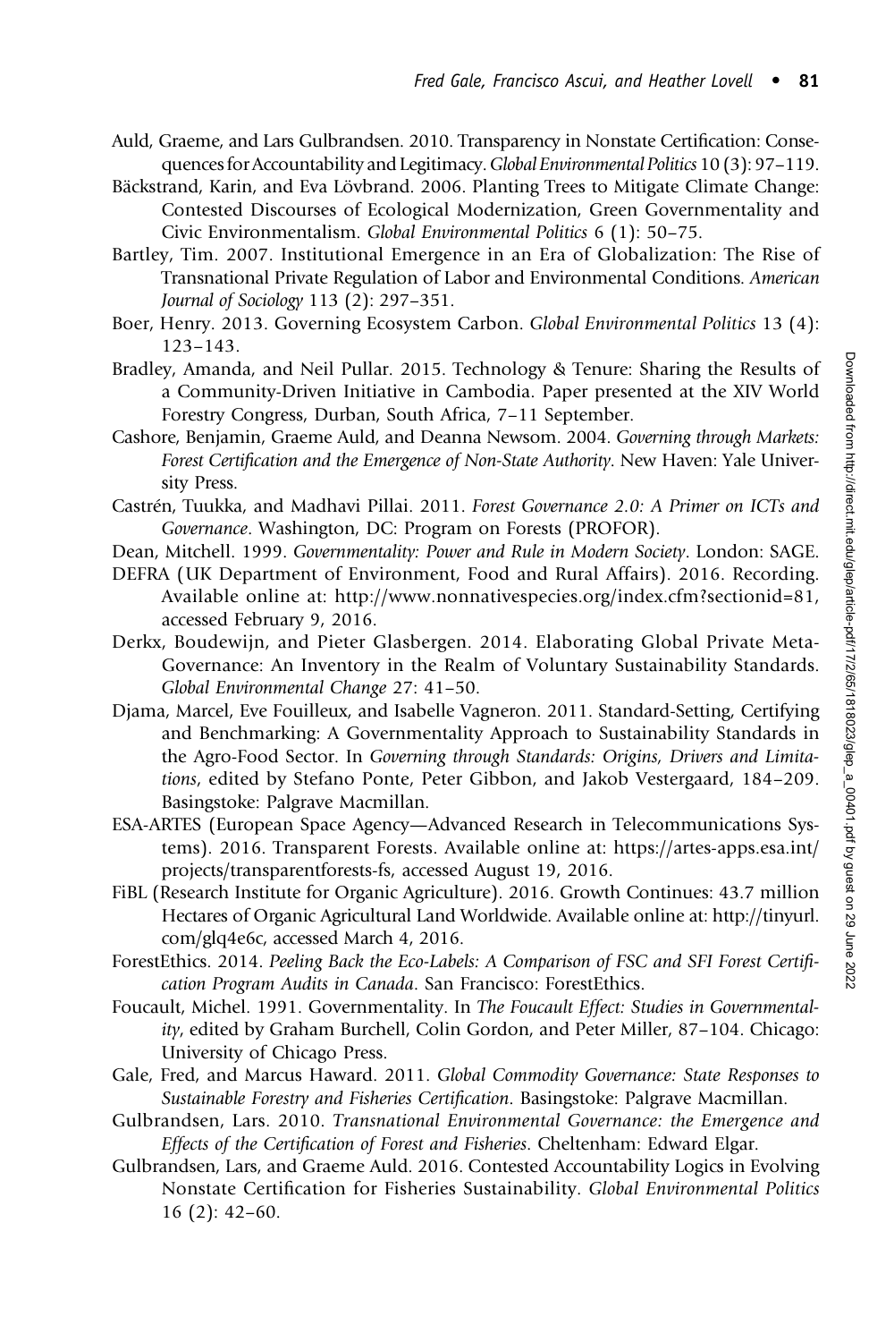Auld, Graeme, and Lars Gulbrandsen. 2010. Transparency in Nonstate Certification: Consequences for Accountability and Legitimacy. *Global Environmental Politics* 10 (3): 97–119.

Bäckstrand, Karin, and Eva Lövbrand. 2006. Planting Trees to Mitigate Climate Change: Contested Discourses of Ecological Modernization, Green Governmentality and Civic Environmentalism. *Global Environmental Politics* 6 (1): 50–75.

Bartley, Tim. 2007. Institutional Emergence in an Era of Globalization: The Rise of Transnational Private Regulation of Labor and Environmental Conditions. *American Journal of Sociology* 113 (2): 297–351.

Boer, Henry. 2013. Governing Ecosystem Carbon. *Global Environmental Politics* 13 (4): 123–143.

Bradley, Amanda, and Neil Pullar. 2015. Technology & Tenure: Sharing the Results of a Community-Driven Initiative in Cambodia. Paper presented at the XIV World Forestry Congress, Durban, South Africa, 7–11 September.

Cashore, Benjamin, Graeme Auld, and Deanna Newsom. 2004. *Governing through Markets: Forest Certification and the Emergence of Non-State Authority*. New Haven: Yale University Press.

Castrén, Tuukka, and Madhavi Pillai. 2011. *Forest Governance 2.0: A Primer on ICTs and Governance*. Washington, DC: Program on Forests (PROFOR).

Dean, Mitchell. 1999. *Governmentality: Power and Rule in Modern Society*. London: SAGE.

DEFRA (UK Department of Environment, Food and Rural Affairs). 2016. Recording. Available online at: http://www.nonnativespecies.org/index.cfm?sectionid=81, accessed February 9, 2016.

Derkx, Boudewijn, and Pieter Glasbergen. 2014. Elaborating Global Private Meta-Governance: An Inventory in the Realm of Voluntary Sustainability Standards. *Global Environmental Change* 27: 41–50.

Djama, Marcel, Eve Fouilleux, and Isabelle Vagneron. 2011. Standard-Setting, Certifying and Benchmarking: A Governmentality Approach to Sustainability Standards in the Agro-Food Sector. In *Governing through Standards: Origins, Drivers and Limitations*, edited by Stefano Ponte, Peter Gibbon, and Jakob Vestergaard, 184–209. Basingstoke: Palgrave Macmillan.

ESA-ARTES (European Space Agency—Advanced Research in Telecommunications Systems). 2016. Transparent Forests. Available online at: https://artes-apps.esa.int/projects/transparentforests-fs, accessed August 19, 2016.

FiBL (Research Institute for Organic Agriculture). 2016. Growth Continues: 43.7 million Hectares of Organic Agricultural Land Worldwide. Available online at: http://tinyurl.com/glq4e6c, accessed March 4, 2016.

ForestEthics. 2014. *Peeling Back the Eco-Labels: A Comparison of FSC and SFI Forest Certification Program Audits in Canada*. San Francisco: ForestEthics.

Foucault, Michel. 1991. Governmentality. In *The Foucault Effect: Studies in Governmentality*, edited by Graham Burchell, Colin Gordon, and Peter Miller, 87–104. Chicago: University of Chicago Press.

Gale, Fred, and Marcus Haward. 2011. *Global Commodity Governance: State Responses to Sustainable Forestry and Fisheries Certification*. Basingstoke: Palgrave Macmillan.

Gulbrandsen, Lars. 2010. *Transnational Environmental Governance: the Emergence and Effects of the Certification of Forest and Fisheries*. Cheltenham: Edward Elgar.

Gulbrandsen, Lars, and Graeme Auld. 2016. Contested Accountability Logics in Evolving Nonstate Certification for Fisheries Sustainability. *Global Environmental Politics* 16 (2): 42–60.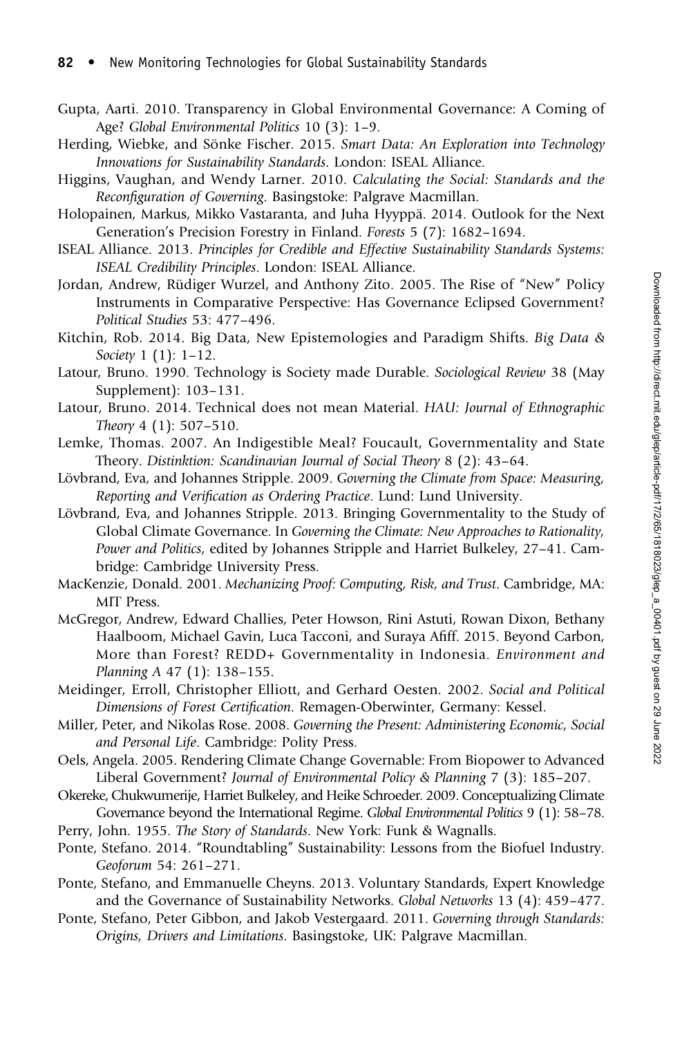Gupta, Aarti. 2010. Transparency in Global Environmental Governance: A Coming of Age? *Global Environmental Politics* 10 (3): 1–9.

Herding, Wiebke, and Sönke Fischer. 2015. *Smart Data: An Exploration into Technology Innovations for Sustainability Standards*. London: ISEAL Alliance.

Higgins, Vaughan, and Wendy Larner. 2010. *Calculating the Social: Standards and the Reconfiguration of Governing*. Basingstoke: Palgrave Macmillan.

Holopainen, Markus, Mikko Vastaranta, and Juha Hyyppä. 2014. Outlook for the Next Generation's Precision Forestry in Finland. *Forests* 5 (7): 1682–1694.

ISEAL Alliance. 2013. *Principles for Credible and Effective Sustainability Standards Systems: ISEAL Credibility Principles*. London: ISEAL Alliance.

Jordan, Andrew, Rüdiger Wurzel, and Anthony Zito. 2005. The Rise of "New" Policy Instruments in Comparative Perspective: Has Governance Eclipsed Government? *Political Studies* 53: 477–496.

Kitchin, Rob. 2014. Big Data, New Epistemologies and Paradigm Shifts. *Big Data & Society* 1 (1): 1–12.

Latour, Bruno. 1990. Technology is Society made Durable. *Sociological Review* 38 (May Supplement): 103–131.

Latour, Bruno. 2014. Technical does not mean Material. *HAU: Journal of Ethnographic Theory* 4 (1): 507–510.

Lemke, Thomas. 2007. An Indigestible Meal? Foucault, Governmentality and State Theory. *Distinktion: Scandinavian Journal of Social Theory* 8 (2): 43–64.

Lövbrand, Eva, and Johannes Stripple. 2009. *Governing the Climate from Space: Measuring, Reporting and Verification as Ordering Practice*. Lund: Lund University.

Lövbrand, Eva, and Johannes Stripple. 2013. Bringing Governmentality to the Study of Global Climate Governance. In *Governing the Climate: New Approaches to Rationality, Power and Politics*, edited by Johannes Stripple and Harriet Bulkeley, 27–41. Cambridge: Cambridge University Press.

MacKenzie, Donald. 2001. *Mechanizing Proof: Computing, Risk, and Trust*. Cambridge, MA: MIT Press.

McGregor, Andrew, Edward Challies, Peter Howson, Rini Astuti, Rowan Dixon, Bethany Haalboom, Michael Gavin, Luca Tacconi, and Suraya Afiff. 2015. Beyond Carbon, More than Forest? REDD+ Governmentality in Indonesia. *Environment and Planning A* 47 (1): 138–155.

Meidinger, Erroll, Christopher Elliott, and Gerhard Oesten. 2002. *Social and Political Dimensions of Forest Certification*. Remagen-Oberwinter, Germany: Kessel.

Miller, Peter, and Nikolas Rose. 2008. *Governing the Present: Administering Economic, Social and Personal Life*. Cambridge: Polity Press.

Oels, Angela. 2005. Rendering Climate Change Governable: From Biopower to Advanced Liberal Government? *Journal of Environmental Policy & Planning* 7 (3): 185–207.

Okereke, Chukwumerije, Harriet Bulkeley, and Heike Schroeder. 2009. Conceptualizing Climate Governance beyond the International Regime. *Global Environmental Politics* 9 (1): 58–78.

Perry, John. 1955. *The Story of Standards*. New York: Funk & Wagnalls.

Ponte, Stefano. 2014. "Roundtabling" Sustainability: Lessons from the Biofuel Industry. *Geoforum* 54: 261–271.

Ponte, Stefano, and Emmanuelle Cheyns. 2013. Voluntary Standards, Expert Knowledge and the Governance of Sustainability Networks. *Global Networks* 13 (4): 459–477.

Ponte, Stefano, Peter Gibbon, and Jakob Vestergaard. 2011. *Governing through Standards: Origins, Drivers and Limitations*. Basingstoke, UK: Palgrave Macmillan.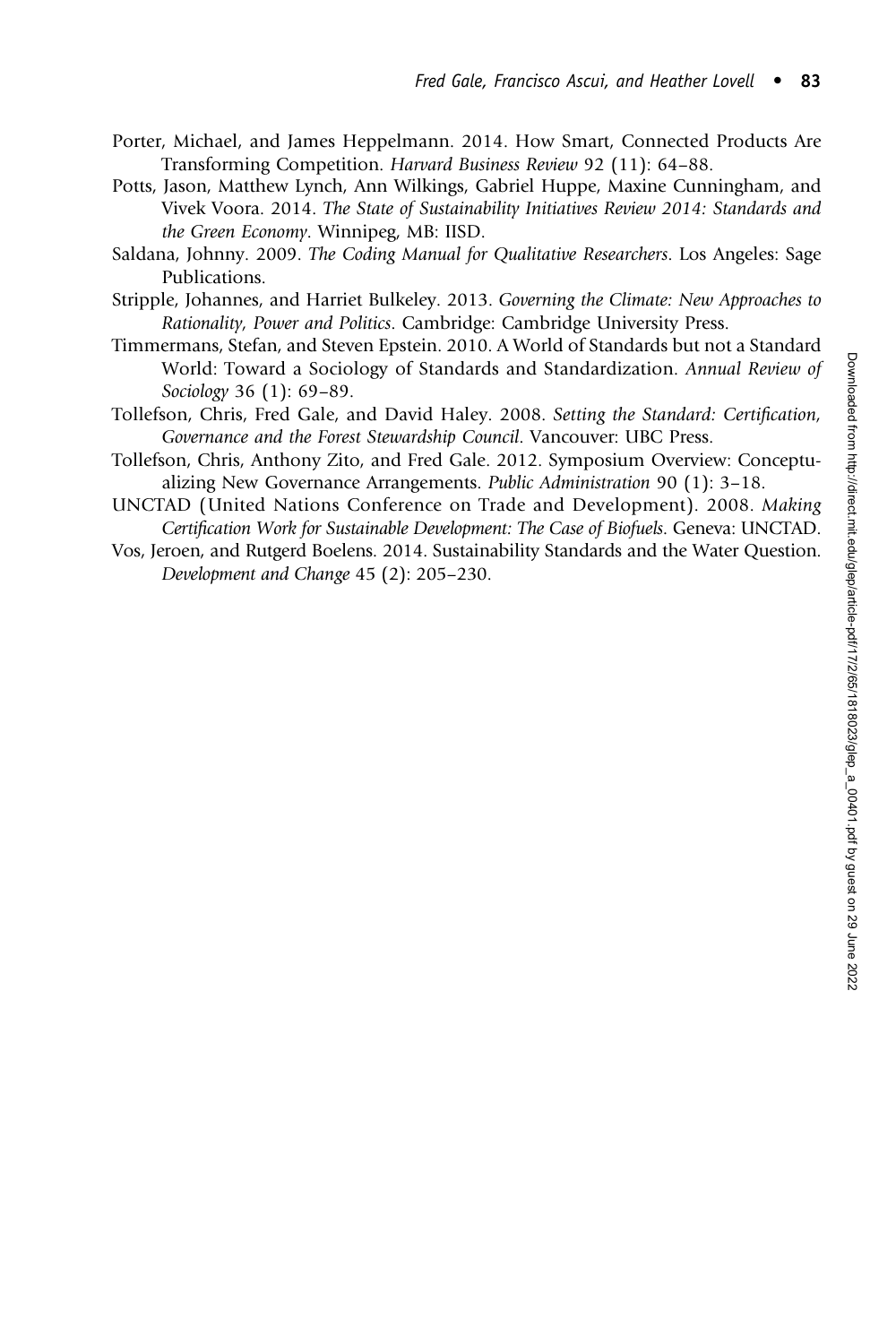Porter, Michael, and James Heppelmann. 2014. How Smart, Connected Products Are Transforming Competition. *Harvard Business Review* 92 (11): 64–88.

Potts, Jason, Matthew Lynch, Ann Wilkings, Gabriel Huppe, Maxine Cunningham, and Vivek Voora. 2014. *The State of Sustainability Initiatives Review 2014: Standards and the Green Economy*. Winnipeg, MB: IISD.

Saldana, Johnny. 2009. *The Coding Manual for Qualitative Researchers*. Los Angeles: Sage Publications.

Stripple, Johannes, and Harriet Bulkeley. 2013. *Governing the Climate: New Approaches to Rationality, Power and Politics*. Cambridge: Cambridge University Press.

Timmermans, Stefan, and Steven Epstein. 2010. A World of Standards but not a Standard World: Toward a Sociology of Standards and Standardization. *Annual Review of Sociology* 36 (1): 69–89.

Tollefson, Chris, Fred Gale, and David Haley. 2008. *Setting the Standard: Certification, Governance and the Forest Stewardship Council*. Vancouver: UBC Press.

Tollefson, Chris, Anthony Zito, and Fred Gale. 2012. Symposium Overview: Conceptualizing New Governance Arrangements. *Public Administration* 90 (1): 3–18.

UNCTAD (United Nations Conference on Trade and Development). 2008. *Making Certification Work for Sustainable Development: The Case of Biofuels*. Geneva: UNCTAD.

Vos, Jeroen, and Rutgerd Boelens. 2014. Sustainability Standards and the Water Question. *Development and Change* 45 (2): 205–230.